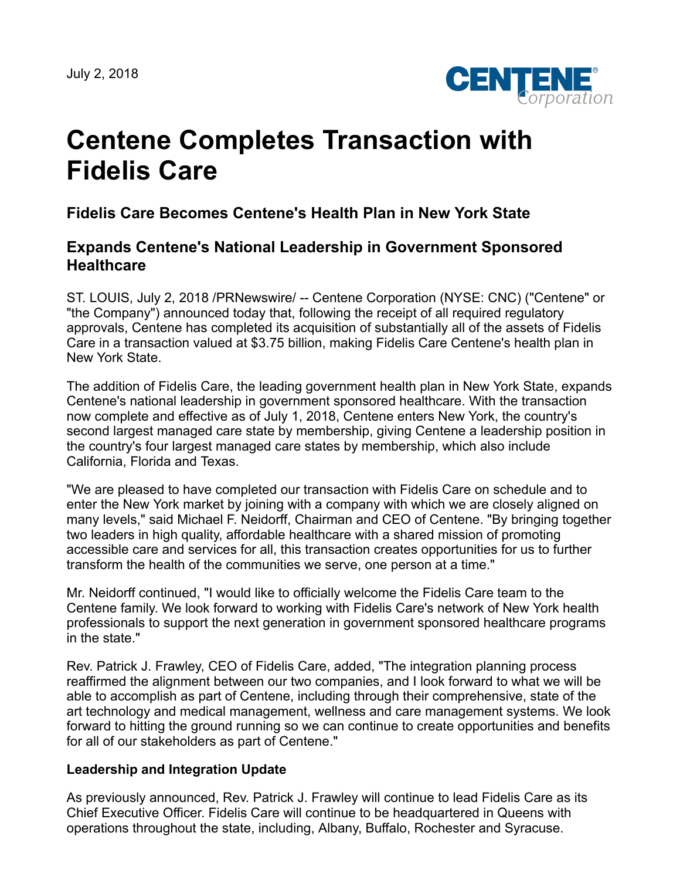July 2, 2018

# Centene Completes Transaction with Fidelis Care

## Fidelis Care Becomes Centene's Health Plan in New York State

## Expands Centene's National Leadership in Government Sponsored Healthcare

ST. LOUIS, July 2, 2018 /PRNewswire/ -- Centene Corporation (NYSE: CNC) ("Centene" or "the Company") announced today that, following the receipt of all required regulatory approvals, Centene has completed its acquisition of substantially all of the assets of Fidelis Care in a transaction valued at $3.75 billion, making Fidelis Care Centene's health plan in New York State.

The addition of Fidelis Care, the leading government health plan in New York State, expands Centene's national leadership in government sponsored healthcare. With the transaction now complete and effective as of July 1, 2018, Centene enters New York, the country's second largest managed care state by membership, giving Centene a leadership position in the country's four largest managed care states by membership, which also include California, Florida and Texas.

"We are pleased to have completed our transaction with Fidelis Care on schedule and to enter the New York market by joining with a company with which we are closely aligned on many levels," said Michael F. Neidorff, Chairman and CEO of Centene. "By bringing together two leaders in high quality, affordable healthcare with a shared mission of promoting accessible care and services for all, this transaction creates opportunities for us to further transform the health of the communities we serve, one person at a time."

Mr. Neidorff continued, "I would like to officially welcome the Fidelis Care team to the Centene family. We look forward to working with Fidelis Care's network of New York health professionals to support the next generation in government sponsored healthcare programs in the state."

Rev. Patrick J. Frawley, CEO of Fidelis Care, added, "The integration planning process reaffirmed the alignment between our two companies, and I look forward to what we will be able to accomplish as part of Centene, including through their comprehensive, state of the art technology and medical management, wellness and care management systems. We look forward to hitting the ground running so we can continue to create opportunities and benefits for all of our stakeholders as part of Centene."

**Leadership and Integration Update**

As previously announced, Rev. Patrick J. Frawley will continue to lead Fidelis Care as its Chief Executive Officer. Fidelis Care will continue to be headquartered in Queens with operations throughout the state, including, Albany, Buffalo, Rochester and Syracuse.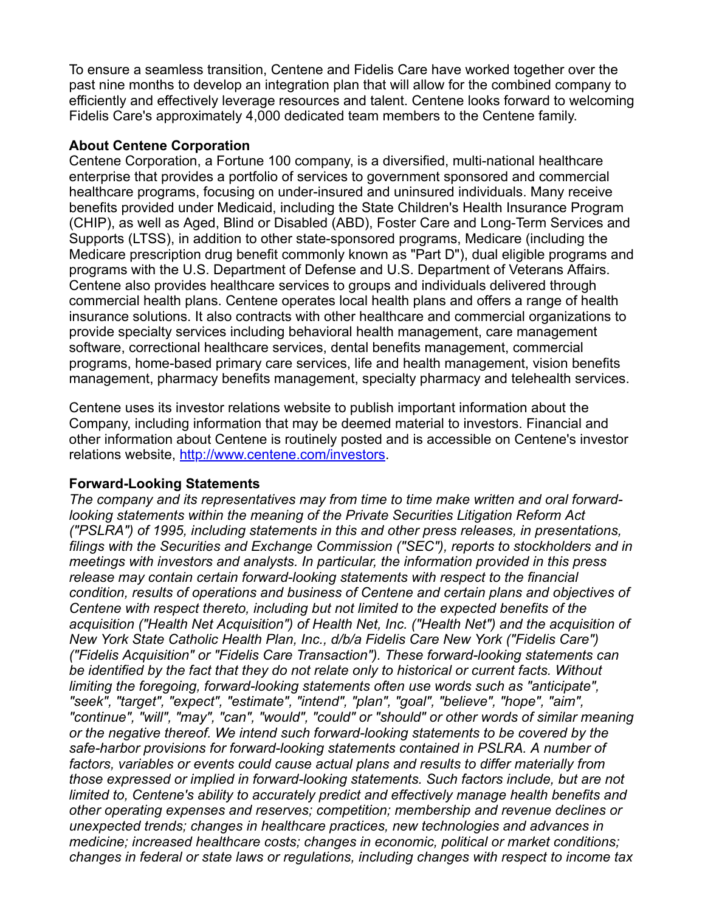To ensure a seamless transition, Centene and Fidelis Care have worked together over the past nine months to develop an integration plan that will allow for the combined company to efficiently and effectively leverage resources and talent. Centene looks forward to welcoming Fidelis Care's approximately 4,000 dedicated team members to the Centene family.

**About Centene Corporation**
Centene Corporation, a Fortune 100 company, is a diversified, multi-national healthcare enterprise that provides a portfolio of services to government sponsored and commercial healthcare programs, focusing on under-insured and uninsured individuals. Many receive benefits provided under Medicaid, including the State Children's Health Insurance Program (CHIP), as well as Aged, Blind or Disabled (ABD), Foster Care and Long-Term Services and Supports (LTSS), in addition to other state-sponsored programs, Medicare (including the Medicare prescription drug benefit commonly known as "Part D"), dual eligible programs and programs with the U.S. Department of Defense and U.S. Department of Veterans Affairs. Centene also provides healthcare services to groups and individuals delivered through commercial health plans. Centene operates local health plans and offers a range of health insurance solutions. It also contracts with other healthcare and commercial organizations to provide specialty services including behavioral health management, care management software, correctional healthcare services, dental benefits management, commercial programs, home-based primary care services, life and health management, vision benefits management, pharmacy benefits management, specialty pharmacy and telehealth services.

Centene uses its investor relations website to publish important information about the Company, including information that may be deemed material to investors. Financial and other information about Centene is routinely posted and is accessible on Centene's investor relations website, [http://www.centene.com/investors](http://www.centene.com/investors).

**Forward-Looking Statements**
*The company and its representatives may from time to time make written and oral forward-looking statements within the meaning of the Private Securities Litigation Reform Act ("PSLRA") of 1995, including statements in this and other press releases, in presentations, filings with the Securities and Exchange Commission ("SEC"), reports to stockholders and in meetings with investors and analysts. In particular, the information provided in this press release may contain certain forward-looking statements with respect to the financial condition, results of operations and business of Centene and certain plans and objectives of Centene with respect thereto, including but not limited to the expected benefits of the acquisition ("Health Net Acquisition") of Health Net, Inc. ("Health Net") and the acquisition of New York State Catholic Health Plan, Inc., d/b/a Fidelis Care New York ("Fidelis Care") ("Fidelis Acquisition" or "Fidelis Care Transaction"). These forward-looking statements can be identified by the fact that they do not relate only to historical or current facts. Without limiting the foregoing, forward-looking statements often use words such as "anticipate", "seek", "target", "expect", "estimate", "intend", "plan", "goal", "believe", "hope", "aim", "continue", "will", "may", "can", "would", "could" or "should" or other words of similar meaning or the negative thereof. We intend such forward-looking statements to be covered by the safe-harbor provisions for forward-looking statements contained in PSLRA. A number of factors, variables or events could cause actual plans and results to differ materially from those expressed or implied in forward-looking statements. Such factors include, but are not limited to, Centene's ability to accurately predict and effectively manage health benefits and other operating expenses and reserves; competition; membership and revenue declines or unexpected trends; changes in healthcare practices, new technologies and advances in medicine; increased healthcare costs; changes in economic, political or market conditions; changes in federal or state laws or regulations, including changes with respect to income tax*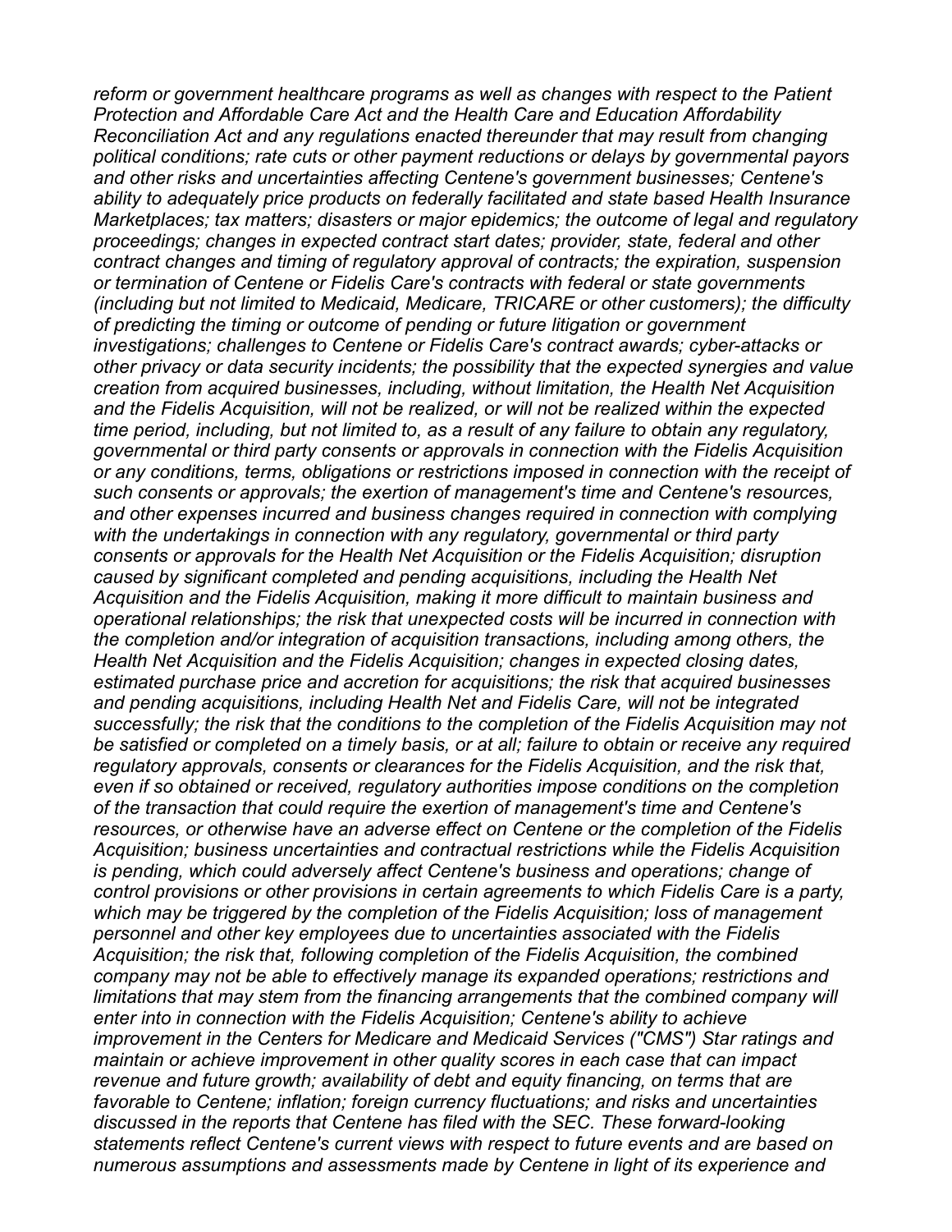*reform or government healthcare programs as well as changes with respect to the Patient Protection and Affordable Care Act and the Health Care and Education Affordability Reconciliation Act and any regulations enacted thereunder that may result from changing political conditions; rate cuts or other payment reductions or delays by governmental payors and other risks and uncertainties affecting Centene's government businesses; Centene's ability to adequately price products on federally facilitated and state based Health Insurance Marketplaces; tax matters; disasters or major epidemics; the outcome of legal and regulatory proceedings; changes in expected contract start dates; provider, state, federal and other contract changes and timing of regulatory approval of contracts; the expiration, suspension or termination of Centene or Fidelis Care's contracts with federal or state governments (including but not limited to Medicaid, Medicare, TRICARE or other customers); the difficulty of predicting the timing or outcome of pending or future litigation or government investigations; challenges to Centene or Fidelis Care's contract awards; cyber-attacks or other privacy or data security incidents; the possibility that the expected synergies and value creation from acquired businesses, including, without limitation, the Health Net Acquisition and the Fidelis Acquisition, will not be realized, or will not be realized within the expected time period, including, but not limited to, as a result of any failure to obtain any regulatory, governmental or third party consents or approvals in connection with the Fidelis Acquisition or any conditions, terms, obligations or restrictions imposed in connection with the receipt of such consents or approvals; the exertion of management's time and Centene's resources, and other expenses incurred and business changes required in connection with complying with the undertakings in connection with any regulatory, governmental or third party consents or approvals for the Health Net Acquisition or the Fidelis Acquisition; disruption caused by significant completed and pending acquisitions, including the Health Net Acquisition and the Fidelis Acquisition, making it more difficult to maintain business and operational relationships; the risk that unexpected costs will be incurred in connection with the completion and/or integration of acquisition transactions, including among others, the Health Net Acquisition and the Fidelis Acquisition; changes in expected closing dates, estimated purchase price and accretion for acquisitions; the risk that acquired businesses and pending acquisitions, including Health Net and Fidelis Care, will not be integrated successfully; the risk that the conditions to the completion of the Fidelis Acquisition may not be satisfied or completed on a timely basis, or at all; failure to obtain or receive any required regulatory approvals, consents or clearances for the Fidelis Acquisition, and the risk that, even if so obtained or received, regulatory authorities impose conditions on the completion of the transaction that could require the exertion of management's time and Centene's resources, or otherwise have an adverse effect on Centene or the completion of the Fidelis Acquisition; business uncertainties and contractual restrictions while the Fidelis Acquisition is pending, which could adversely affect Centene's business and operations; change of control provisions or other provisions in certain agreements to which Fidelis Care is a party, which may be triggered by the completion of the Fidelis Acquisition; loss of management personnel and other key employees due to uncertainties associated with the Fidelis Acquisition; the risk that, following completion of the Fidelis Acquisition, the combined company may not be able to effectively manage its expanded operations; restrictions and limitations that may stem from the financing arrangements that the combined company will enter into in connection with the Fidelis Acquisition; Centene's ability to achieve improvement in the Centers for Medicare and Medicaid Services ("CMS") Star ratings and maintain or achieve improvement in other quality scores in each case that can impact revenue and future growth; availability of debt and equity financing, on terms that are favorable to Centene; inflation; foreign currency fluctuations; and risks and uncertainties discussed in the reports that Centene has filed with the SEC. These forward-looking statements reflect Centene's current views with respect to future events and are based on numerous assumptions and assessments made by Centene in light of its experience and*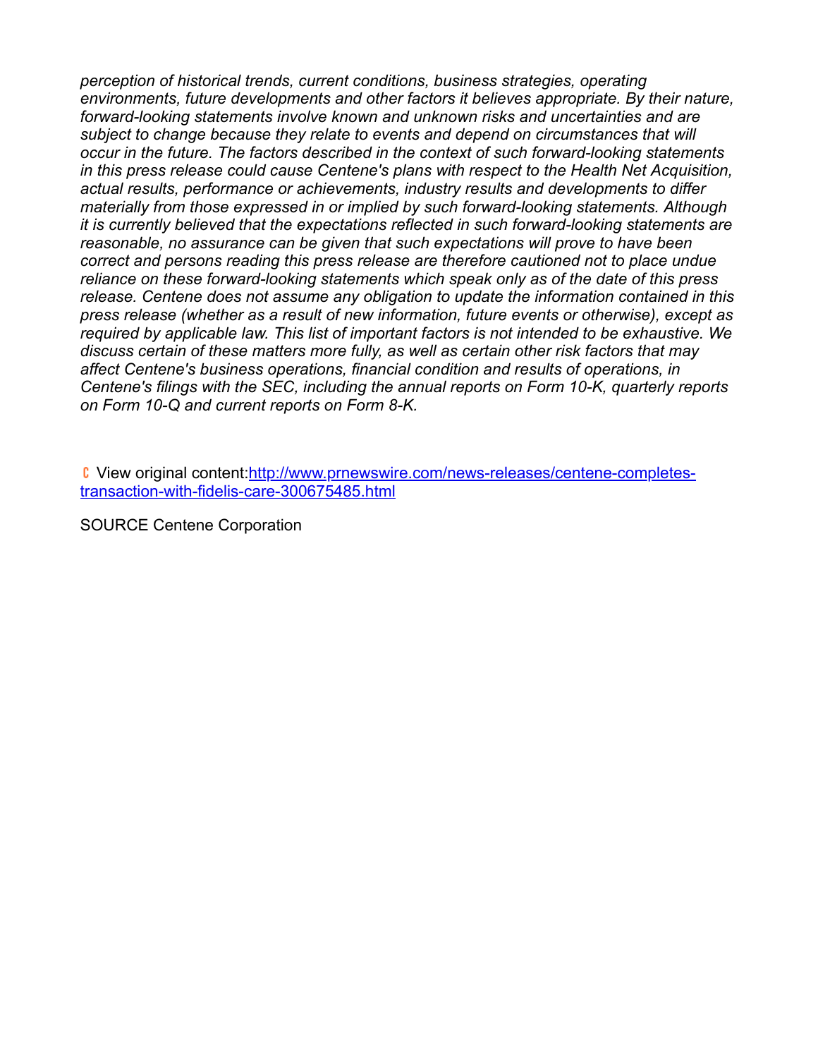*perception of historical trends, current conditions, business strategies, operating environments, future developments and other factors it believes appropriate. By their nature, forward-looking statements involve known and unknown risks and uncertainties and are subject to change because they relate to events and depend on circumstances that will occur in the future. The factors described in the context of such forward-looking statements in this press release could cause Centene's plans with respect to the Health Net Acquisition, actual results, performance or achievements, industry results and developments to differ materially from those expressed in or implied by such forward-looking statements. Although it is currently believed that the expectations reflected in such forward-looking statements are reasonable, no assurance can be given that such expectations will prove to have been correct and persons reading this press release are therefore cautioned not to place undue reliance on these forward-looking statements which speak only as of the date of this press release. Centene does not assume any obligation to update the information contained in this press release (whether as a result of new information, future events or otherwise), except as required by applicable law. This list of important factors is not intended to be exhaustive. We discuss certain of these matters more fully, as well as certain other risk factors that may affect Centene's business operations, financial condition and results of operations, in Centene's filings with the SEC, including the annual reports on Form 10-K, quarterly reports on Form 10-Q and current reports on Form 8-K.*

View original content:[http://www.prnewswire.com/news-releases/centene-completes-transaction-with-fidelis-care-300675485.html](http://www.prnewswire.com/news-releases/centene-completes-transaction-with-fidelis-care-300675485.html)

SOURCE Centene Corporation